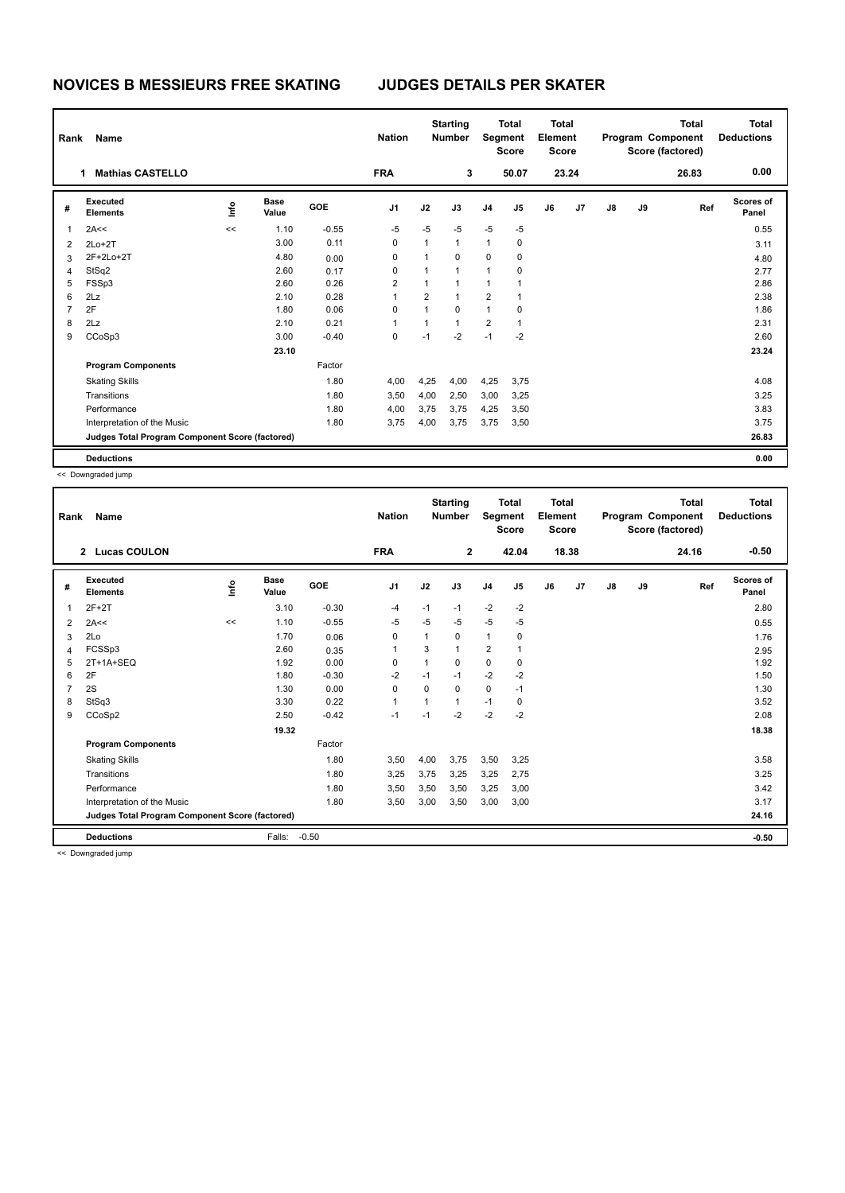# NOVICES B MESSIEURS FREE SKATING JUDGES DETAILS PER SKATER

| Rank | Name | Nation | Starting Number | Total Segment Score | Total Element Score | Total Program Component Score (factored) | Total Deductions |
|---|---|---|---|---|---|---|---|
| 1 | Mathias CASTELLO | FRA | 3 | 50.07 | 23.24 | 26.83 | 0.00 |

| # | Executed Elements | Info | Base Value | GOE | J1 | J2 | J3 | J4 | J5 | J6 | J7 | J8 | J9 | Ref | Scores of Panel |
|---|---|---|---|---|---|---|---|---|---|---|---|---|---|---|---|
| 1 | 2A<< | << | 1.10 | -0.55 | -5 | -5 | -5 | -5 | -5 | | | | | | 0.55 |
| 2 | 2Lo+2T | | 3.00 | 0.11 | 0 | 1 | 1 | 1 | 0 | | | | | | 3.11 |
| 3 | 2F+2Lo+2T | | 4.80 | 0.00 | 0 | 1 | 0 | 0 | 0 | | | | | | 4.80 |
| 4 | StSq2 | | 2.60 | 0.17 | 0 | 1 | 1 | 1 | 0 | | | | | | 2.77 |
| 5 | FSSp3 | | 2.60 | 0.26 | 2 | 1 | 1 | 1 | 1 | | | | | | 2.86 |
| 6 | 2Lz | | 2.10 | 0.28 | 1 | 2 | 1 | 2 | 1 | | | | | | 2.38 |
| 7 | 2F | | 1.80 | 0.06 | 0 | 1 | 0 | 1 | 0 | | | | | | 1.86 |
| 8 | 2Lz | | 2.10 | 0.21 | 1 | 1 | 1 | 2 | 1 | | | | | | 2.31 |
| 9 | CCoSp3 | | 3.00 | -0.40 | 0 | -1 | -2 | -1 | -2 | | | | | | 2.60 |
| | | | 23.10 | | | | | | | | | | | | 23.24 |
| | **Program Components** | | | Factor | | | | | | | | | | | |
| | Skating Skills | | | 1.80 | 4,00 | 4,25 | 4,00 | 4,25 | 3,75 | | | | | | 4.08 |
| | Transitions | | | 1.80 | 3,50 | 4,00 | 2,50 | 3,00 | 3,25 | | | | | | 3.25 |
| | Performance | | | 1.80 | 4,00 | 3,75 | 3,75 | 4,25 | 3,50 | | | | | | 3.83 |
| | Interpretation of the Music | | | 1.80 | 3,75 | 4,00 | 3,75 | 3,75 | 3,50 | | | | | | 3.75 |
| | **Judges Total Program Component Score (factored)** | | | | | | | | | | | | | | 26.83 |
| | **Deductions** | | | | | | | | | | | | | | 0.00 |

<< Downgraded jump

| Rank | Name | Nation | Starting Number | Total Segment Score | Total Element Score | Total Program Component Score (factored) | Total Deductions |
|---|---|---|---|---|---|---|---|
| 2 | Lucas COULON | FRA | 2 | 42.04 | 18.38 | 24.16 | -0.50 |

| # | Executed Elements | Info | Base Value | GOE | J1 | J2 | J3 | J4 | J5 | J6 | J7 | J8 | J9 | Ref | Scores of Panel |
|---|---|---|---|---|---|---|---|---|---|---|---|---|---|---|---|
| 1 | 2F+2T | | 3.10 | -0.30 | -4 | -1 | -1 | -2 | -2 | | | | | | 2.80 |
| 2 | 2A<< | << | 1.10 | -0.55 | -5 | -5 | -5 | -5 | -5 | | | | | | 0.55 |
| 3 | 2Lo | | 1.70 | 0.06 | 0 | 1 | 0 | 1 | 0 | | | | | | 1.76 |
| 4 | FCSSp3 | | 2.60 | 0.35 | 1 | 3 | 1 | 2 | 1 | | | | | | 2.95 |
| 5 | 2T+1A+SEQ | | 1.92 | 0.00 | 0 | 1 | 0 | 0 | 0 | | | | | | 1.92 |
| 6 | 2F | | 1.80 | -0.30 | -2 | -1 | -1 | -2 | -2 | | | | | | 1.50 |
| 7 | 2S | | 1.30 | 0.00 | 0 | 0 | 0 | 0 | -1 | | | | | | 1.30 |
| 8 | StSq3 | | 3.30 | 0.22 | 1 | 1 | 1 | -1 | 0 | | | | | | 3.52 |
| 9 | CCoSp2 | | 2.50 | -0.42 | -1 | -1 | -2 | -2 | -2 | | | | | | 2.08 |
| | | | 19.32 | | | | | | | | | | | | 18.38 |
| | **Program Components** | | | Factor | | | | | | | | | | | |
| | Skating Skills | | | 1.80 | 3,50 | 4,00 | 3,75 | 3,50 | 3,25 | | | | | | 3.58 |
| | Transitions | | | 1.80 | 3,25 | 3,75 | 3,25 | 3,25 | 2,75 | | | | | | 3.25 |
| | Performance | | | 1.80 | 3,50 | 3,50 | 3,50 | 3,25 | 3,00 | | | | | | 3.42 |
| | Interpretation of the Music | | | 1.80 | 3,50 | 3,00 | 3,50 | 3,00 | 3,00 | | | | | | 3.17 |
| | **Judges Total Program Component Score (factored)** | | | | | | | | | | | | | | 24.16 |
| | **Deductions** | | Falls: | -0.50 | | | | | | | | | | | -0.50 |

<< Downgraded jump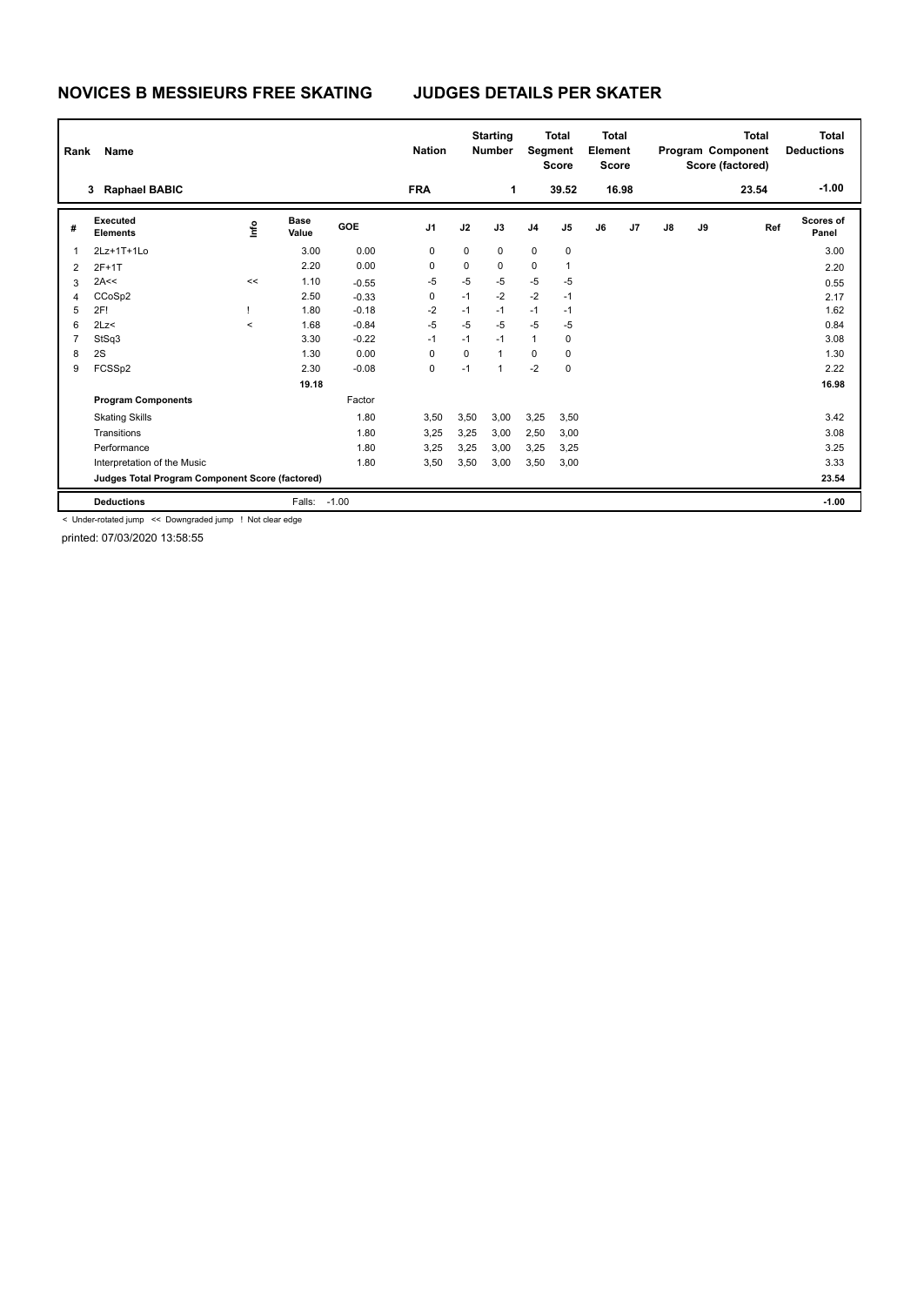## NOVICES B MESSIEURS FREE SKATING — JUDGES DETAILS PER SKATER

| Rank | Name | Nation | Starting Number | Total Segment Score | Total Element Score | Total Program Component Score (factored) | Total Deductions |
|---|---|---|---|---|---|---|---|
| 3 | Raphael BABIC | FRA | 1 | 39.52 | 16.98 | 23.54 | -1.00 |

| # | Executed Elements | Info | Base Value | GOE | J1 | J2 | J3 | J4 | J5 | J6 | J7 | J8 | J9 | Ref | Scores of Panel |
|---|---|---|---|---|---|---|---|---|---|---|---|---|---|---|---|
| 1 | 2Lz+1T+1Lo | | 3.00 | 0.00 | 0 | 0 | 0 | 0 | 0 | | | | | | 3.00 |
| 2 | 2F+1T | | 2.20 | 0.00 | 0 | 0 | 0 | 0 | 1 | | | | | | 2.20 |
| 3 | 2A<< | << | 1.10 | -0.55 | -5 | -5 | -5 | -5 | -5 | | | | | | 0.55 |
| 4 | CCoSp2 | | 2.50 | -0.33 | 0 | -1 | -2 | -2 | -1 | | | | | | 2.17 |
| 5 | 2F! | ! | 1.80 | -0.18 | -2 | -1 | -1 | -1 | -1 | | | | | | 1.62 |
| 6 | 2Lz< | < | 1.68 | -0.84 | -5 | -5 | -5 | -5 | -5 | | | | | | 0.84 |
| 7 | StSq3 | | 3.30 | -0.22 | -1 | -1 | -1 | 1 | 0 | | | | | | 3.08 |
| 8 | 2S | | 1.30 | 0.00 | 0 | 0 | 1 | 0 | 0 | | | | | | 1.30 |
| 9 | FCSSp2 | | 2.30 | -0.08 | 0 | -1 | 1 | -2 | 0 | | | | | | 2.22 |
| | | | 19.18 | | | | | | | | | | | | 16.98 |
| | **Program Components** | | | Factor | | | | | | | | | | | |
| | Skating Skills | | | 1.80 | 3,50 | 3,50 | 3,00 | 3,25 | 3,50 | | | | | | 3.42 |
| | Transitions | | | 1.80 | 3,25 | 3,25 | 3,00 | 2,50 | 3,00 | | | | | | 3.08 |
| | Performance | | | 1.80 | 3,25 | 3,25 | 3,00 | 3,25 | 3,25 | | | | | | 3.25 |
| | Interpretation of the Music | | | 1.80 | 3,50 | 3,50 | 3,00 | 3,50 | 3,00 | | | | | | 3.33 |
| | **Judges Total Program Component Score (factored)** | | | | | | | | | | | | | | 23.54 |
| | **Deductions** | | Falls: | -1.00 | | | | | | | | | | | -1.00 |

< Under-rotated jump << Downgraded jump ! Not clear edge

printed: 07/03/2020 13:58:55